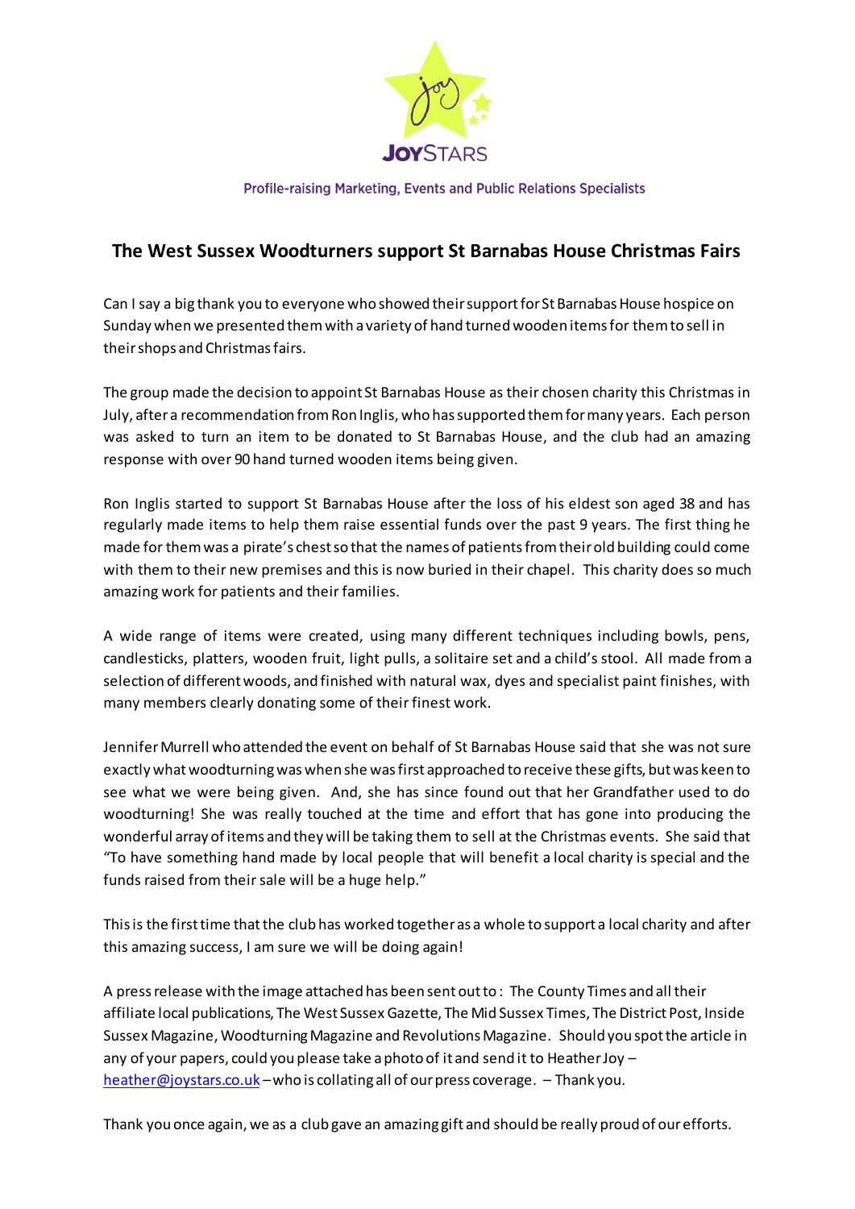JOYSTARS

Profile-raising Marketing, Events and Public Relations Specialists

## The West Sussex Woodturners support St Barnabas House Christmas Fairs

Can I say a big thank you to everyone who showed their support for St Barnabas House hospice on Sunday when we presented them with a variety of hand turned wooden items for them to sell in their shops and Christmas fairs.

The group made the decision to appoint St Barnabas House as their chosen charity this Christmas in July, after a recommendation from Ron Inglis, who has supported them for many years. Each person was asked to turn an item to be donated to St Barnabas House, and the club had an amazing response with over 90 hand turned wooden items being given.

Ron Inglis started to support St Barnabas House after the loss of his eldest son aged 38 and has regularly made items to help them raise essential funds over the past 9 years. The first thing he made for them was a pirate's chest so that the names of patients from their old building could come with them to their new premises and this is now buried in their chapel. This charity does so much amazing work for patients and their families.

A wide range of items were created, using many different techniques including bowls, pens, candlesticks, platters, wooden fruit, light pulls, a solitaire set and a child's stool. All made from a selection of different woods, and finished with natural wax, dyes and specialist paint finishes, with many members clearly donating some of their finest work.

Jennifer Murrell who attended the event on behalf of St Barnabas House said that she was not sure exactly what woodturning was when she was first approached to receive these gifts, but was keen to see what we were being given. And, she has since found out that her Grandfather used to do woodturning! She was really touched at the time and effort that has gone into producing the wonderful array of items and they will be taking them to sell at the Christmas events. She said that "To have something hand made by local people that will benefit a local charity is special and the funds raised from their sale will be a huge help."

This is the first time that the club has worked together as a whole to support a local charity and after this amazing success, I am sure we will be doing again!

A press release with the image attached has been sent out to: The County Times and all their affiliate local publications, The West Sussex Gazette, The Mid Sussex Times, The District Post, Inside Sussex Magazine, Woodturning Magazine and Revolutions Magazine. Should you spot the article in any of your papers, could you please take a photo of it and send it to Heather Joy – heather@joystars.co.uk – who is collating all of our press coverage. – Thank you.

Thank you once again, we as a club gave an amazing gift and should be really proud of our efforts.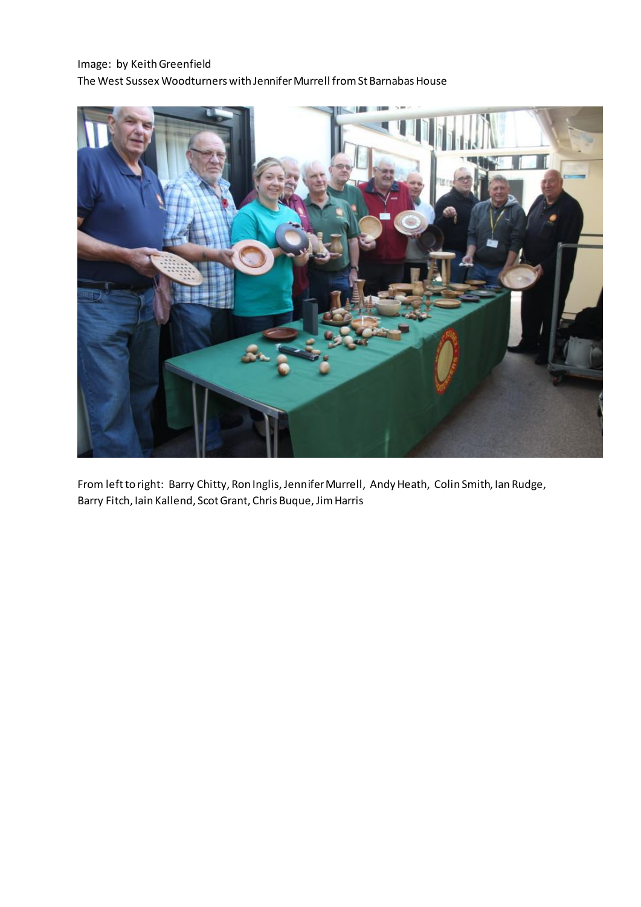Image: by Keith Greenfield
The West Sussex Woodturners with Jennifer Murrell from St Barnabas House

From left to right: Barry Chitty, Ron Inglis, Jennifer Murrell, Andy Heath, Colin Smith, Ian Rudge, Barry Fitch, Iain Kallend, Scot Grant, Chris Buque, Jim Harris